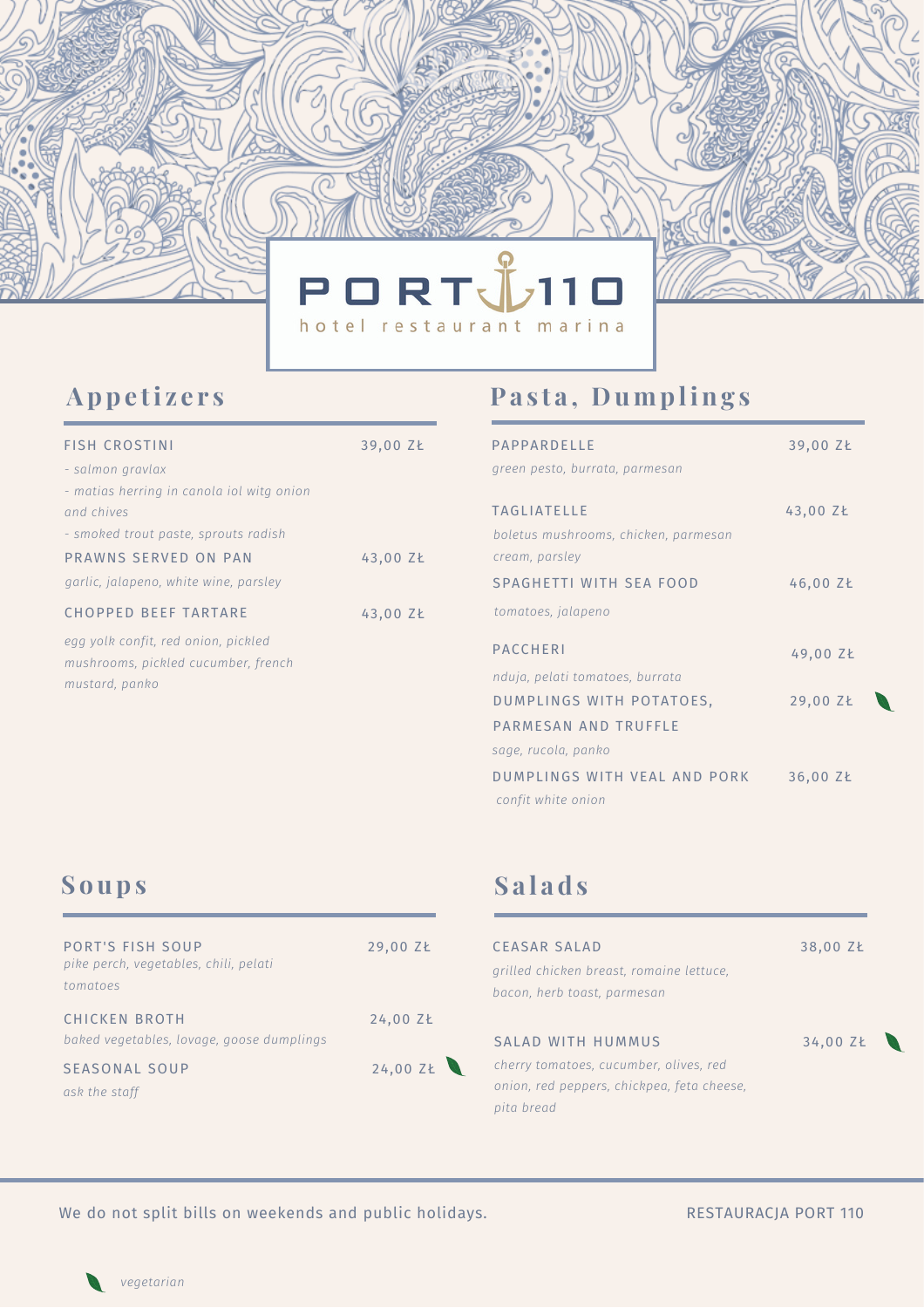# PORT 110

hotel restaurant marina

## Appetizers

**FISH CROSTINI** — 39,00 ZŁ

*- salmon gravlax*
*- matias herring in canola iol witg onion and chives*
*- smoked trout paste, sprouts radish*

**PRAWNS SERVED ON PAN** — 43,00 ZŁ

*garlic, jalapeno, white wine, parsley*

**CHOPPED BEEF TARTARE** — 43,00 ZŁ

*egg yolk confit, red onion, pickled mushrooms, pickled cucumber, french mustard, panko*

## Pasta, Dumplings

**PAPPARDELLE** — 39,00 ZŁ

*green pesto, burrata, parmesan*

**TAGLIATELLE** — 43,00 ZŁ

*boletus mushrooms, chicken, parmesan cream, parsley*

**SPAGHETTI WITH SEA FOOD** — 46,00 ZŁ

*tomatoes, jalapeno*

**PACCHERI** — 49,00 ZŁ

*nduja, pelati tomatoes, burrata*

**DUMPLINGS WITH POTATOES, PARMESAN AND TRUFFLE** — 29,00 ZŁ (vegetarian)

*sage, rucola, panko*

**DUMPLINGS WITH VEAL AND PORK** — 36,00 ZŁ

*confit white onion*

## Soups

**PORT'S FISH SOUP** — 29,00 ZŁ

*pike perch, vegetables, chili, pelati tomatoes*

**CHICKEN BROTH** — 24,00 ZŁ

*baked vegetables, lovage, goose dumplings*

**SEASONAL SOUP** — 24,00 ZŁ (vegetarian)

*ask the staff*

## Salads

**CEASAR SALAD** — 38,00 ZŁ

*grilled chicken breast, romaine lettuce, bacon, herb toast, parmesan*

**SALAD WITH HUMMUS** — 34,00 ZŁ (vegetarian)

*cherry tomatoes, cucumber, olives, red onion, red peppers, chickpea, feta cheese, pita bread*

---

We do not split bills on weekends and public holidays.

RESTAURACJA PORT 110

*vegetarian*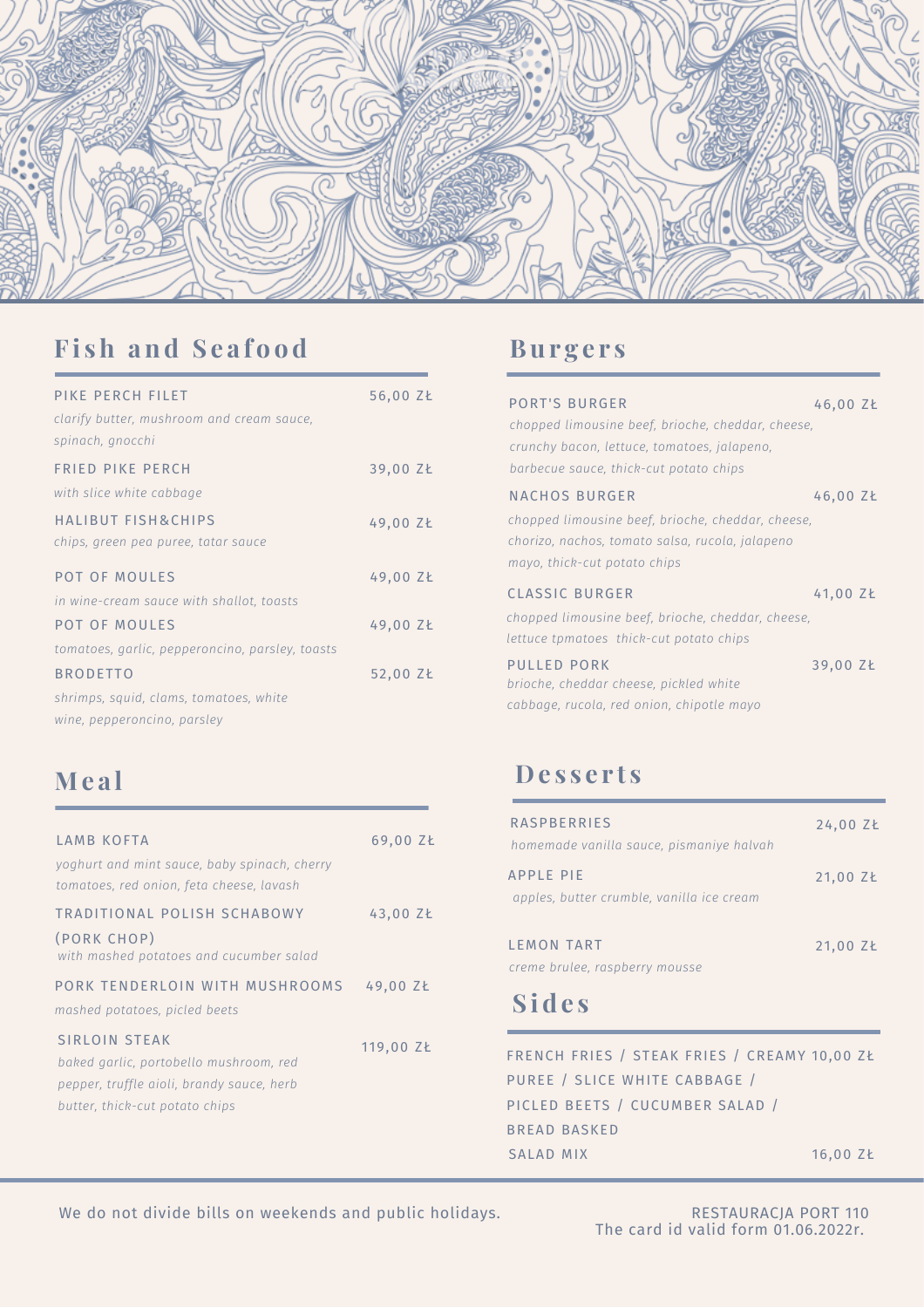## Fish and Seafood

PIKE PERCH FILET — 56,00 ZŁ
*clarify butter, mushroom and cream sauce, spinach, gnocchi*

FRIED PIKE PERCH — 39,00 ZŁ
*with slice white cabbage*

HALIBUT FISH&CHIPS — 49,00 ZŁ
*chips, green pea puree, tatar sauce*

POT OF MOULES — 49,00 ZŁ
*in wine-cream sauce with shallot, toasts*

POT OF MOULES — 49,00 ZŁ
*tomatoes, garlic, pepperoncino, parsley, toasts*

BRODETTO — 52,00 ZŁ
*shrimps, squid, clams, tomatoes, white wine, pepperoncino, parsley*

## Meal

LAMB KOFTA — 69,00 ZŁ
*yoghurt and mint sauce, baby spinach, cherry tomatoes, red onion, feta cheese, lavash*

TRADITIONAL POLISH SCHABOWY (PORK CHOP) — 43,00 ZŁ
*with mashed potatoes and cucumber salad*

PORK TENDERLOIN WITH MUSHROOMS — 49,00 ZŁ
*mashed potatoes, picled beets*

SIRLOIN STEAK — 119,00 ZŁ
*baked garlic, portobello mushroom, red pepper, truffle aioli, brandy sauce, herb butter, thick-cut potato chips*

## Burgers

PORT'S BURGER — 46,00 ZŁ
*chopped limousine beef, brioche, cheddar, cheese, crunchy bacon, lettuce, tomatoes, jalapeno, barbecue sauce, thick-cut potato chips*

NACHOS BURGER — 46,00 ZŁ
*chopped limousine beef, brioche, cheddar, cheese, chorizo, nachos, tomato salsa, rucola, jalapeno mayo, thick-cut potato chips*

CLASSIC BURGER — 41,00 ZŁ
*chopped limousine beef, brioche, cheddar, cheese, lettuce tpmatoes thick-cut potato chips*

PULLED PORK — 39,00 ZŁ
*brioche, cheddar cheese, pickled white cabbage, rucola, red onion, chipotle mayo*

## Desserts

RASPBERRIES — 24,00 ZŁ
*homemade vanilla sauce, pismaniye halvah*

APPLE PIE — 21,00 ZŁ
*apples, butter crumble, vanilla ice cream*

LEMON TART — 21,00 ZŁ
*creme brulee, raspberry mousse*

## Sides

FRENCH FRIES / STEAK FRIES / CREAMY PUREE / SLICE WHITE CABBAGE / PICLED BEETS / CUCUMBER SALAD / BREAD BASKED — 10,00 ZŁ

SALAD MIX — 16,00 ZŁ

We do not divide bills on weekends and public holidays.

RESTAURACJA PORT 110
The card id valid form 01.06.2022r.